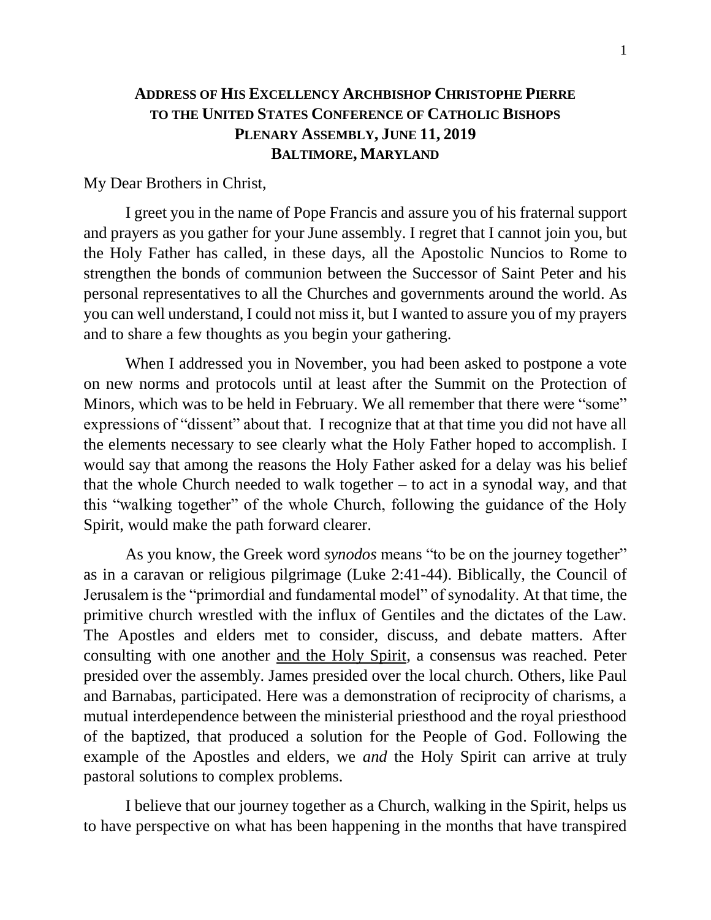# ADDRESS OF HIS EXCELLENCY ARCHBISHOP CHRISTOPHE PIERRE TO THE UNITED STATES CONFERENCE OF CATHOLIC BISHOPS PLENARY ASSEMBLY, JUNE 11, 2019 BALTIMORE, MARYLAND

My Dear Brothers in Christ,

I greet you in the name of Pope Francis and assure you of his fraternal support and prayers as you gather for your June assembly. I regret that I cannot join you, but the Holy Father has called, in these days, all the Apostolic Nuncios to Rome to strengthen the bonds of communion between the Successor of Saint Peter and his personal representatives to all the Churches and governments around the world. As you can well understand, I could not miss it, but I wanted to assure you of my prayers and to share a few thoughts as you begin your gathering.

When I addressed you in November, you had been asked to postpone a vote on new norms and protocols until at least after the Summit on the Protection of Minors, which was to be held in February. We all remember that there were "some" expressions of "dissent" about that. I recognize that at that time you did not have all the elements necessary to see clearly what the Holy Father hoped to accomplish. I would say that among the reasons the Holy Father asked for a delay was his belief that the whole Church needed to walk together – to act in a synodal way, and that this "walking together" of the whole Church, following the guidance of the Holy Spirit, would make the path forward clearer.

As you know, the Greek word *synodos* means "to be on the journey together" as in a caravan or religious pilgrimage (Luke 2:41-44). Biblically, the Council of Jerusalem is the "primordial and fundamental model" of synodality. At that time, the primitive church wrestled with the influx of Gentiles and the dictates of the Law. The Apostles and elders met to consider, discuss, and debate matters. After consulting with one another and the Holy Spirit, a consensus was reached. Peter presided over the assembly. James presided over the local church. Others, like Paul and Barnabas, participated. Here was a demonstration of reciprocity of charisms, a mutual interdependence between the ministerial priesthood and the royal priesthood of the baptized, that produced a solution for the People of God. Following the example of the Apostles and elders, we *and* the Holy Spirit can arrive at truly pastoral solutions to complex problems.

I believe that our journey together as a Church, walking in the Spirit, helps us to have perspective on what has been happening in the months that have transpired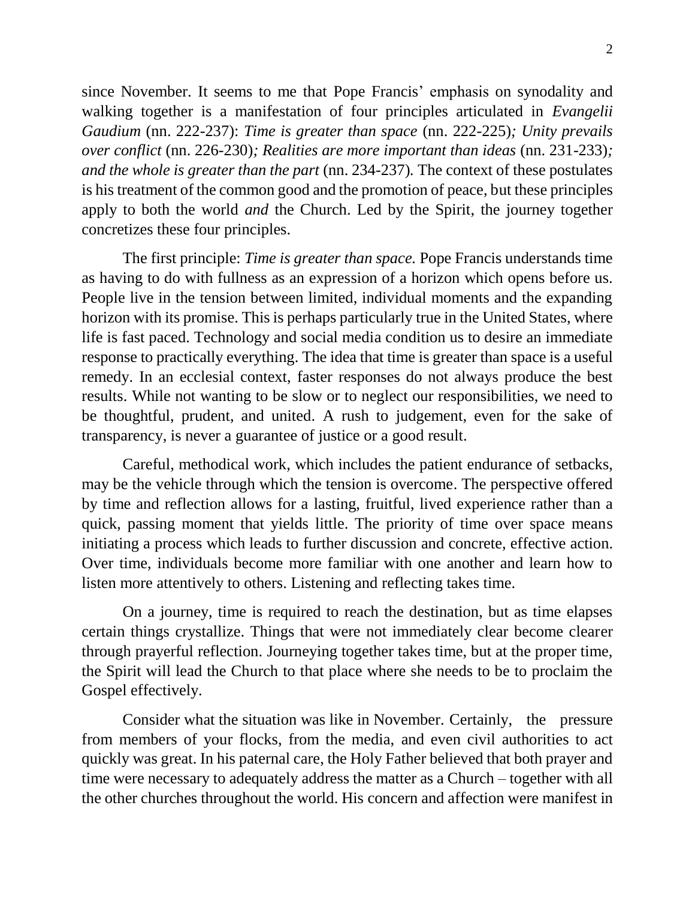since November. It seems to me that Pope Francis' emphasis on synodality and walking together is a manifestation of four principles articulated in *Evangelii Gaudium* (nn. 222-237): *Time is greater than space* (nn. 222-225)*; Unity prevails over conflict* (nn. 226-230)*; Realities are more important than ideas* (nn. 231-233)*; and the whole is greater than the part* (nn. 234-237)*.* The context of these postulates is his treatment of the common good and the promotion of peace, but these principles apply to both the world *and* the Church. Led by the Spirit, the journey together concretizes these four principles.

The first principle: *Time is greater than space.* Pope Francis understands time as having to do with fullness as an expression of a horizon which opens before us. People live in the tension between limited, individual moments and the expanding horizon with its promise. This is perhaps particularly true in the United States, where life is fast paced. Technology and social media condition us to desire an immediate response to practically everything. The idea that time is greater than space is a useful remedy. In an ecclesial context, faster responses do not always produce the best results. While not wanting to be slow or to neglect our responsibilities, we need to be thoughtful, prudent, and united. A rush to judgement, even for the sake of transparency, is never a guarantee of justice or a good result.

Careful, methodical work, which includes the patient endurance of setbacks, may be the vehicle through which the tension is overcome. The perspective offered by time and reflection allows for a lasting, fruitful, lived experience rather than a quick, passing moment that yields little. The priority of time over space means initiating a process which leads to further discussion and concrete, effective action. Over time, individuals become more familiar with one another and learn how to listen more attentively to others. Listening and reflecting takes time.

On a journey, time is required to reach the destination, but as time elapses certain things crystallize. Things that were not immediately clear become clearer through prayerful reflection. Journeying together takes time, but at the proper time, the Spirit will lead the Church to that place where she needs to be to proclaim the Gospel effectively.

Consider what the situation was like in November. Certainly, the pressure from members of your flocks, from the media, and even civil authorities to act quickly was great. In his paternal care, the Holy Father believed that both prayer and time were necessary to adequately address the matter as a Church – together with all the other churches throughout the world. His concern and affection were manifest in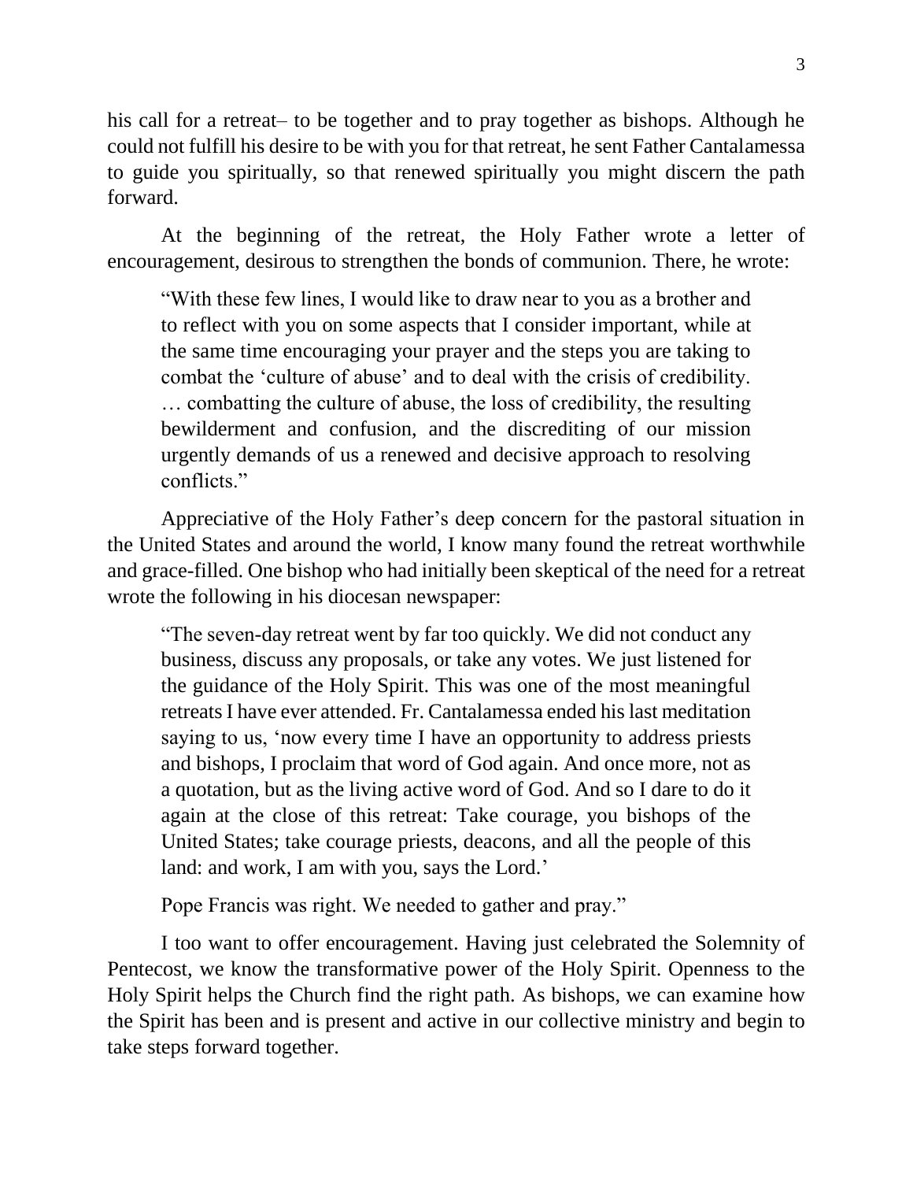his call for a retreat– to be together and to pray together as bishops. Although he could not fulfill his desire to be with you for that retreat, he sent Father Cantalamessa to guide you spiritually, so that renewed spiritually you might discern the path forward.

At the beginning of the retreat, the Holy Father wrote a letter of encouragement, desirous to strengthen the bonds of communion. There, he wrote:

> "With these few lines, I would like to draw near to you as a brother and to reflect with you on some aspects that I consider important, while at the same time encouraging your prayer and the steps you are taking to combat the 'culture of abuse' and to deal with the crisis of credibility. … combatting the culture of abuse, the loss of credibility, the resulting bewilderment and confusion, and the discrediting of our mission urgently demands of us a renewed and decisive approach to resolving conflicts."

Appreciative of the Holy Father's deep concern for the pastoral situation in the United States and around the world, I know many found the retreat worthwhile and grace-filled. One bishop who had initially been skeptical of the need for a retreat wrote the following in his diocesan newspaper:

> "The seven-day retreat went by far too quickly. We did not conduct any business, discuss any proposals, or take any votes. We just listened for the guidance of the Holy Spirit. This was one of the most meaningful retreats I have ever attended. Fr. Cantalamessa ended his last meditation saying to us, 'now every time I have an opportunity to address priests and bishops, I proclaim that word of God again. And once more, not as a quotation, but as the living active word of God. And so I dare to do it again at the close of this retreat: Take courage, you bishops of the United States; take courage priests, deacons, and all the people of this land: and work, I am with you, says the Lord.'
>
> Pope Francis was right. We needed to gather and pray."

I too want to offer encouragement. Having just celebrated the Solemnity of Pentecost, we know the transformative power of the Holy Spirit. Openness to the Holy Spirit helps the Church find the right path. As bishops, we can examine how the Spirit has been and is present and active in our collective ministry and begin to take steps forward together.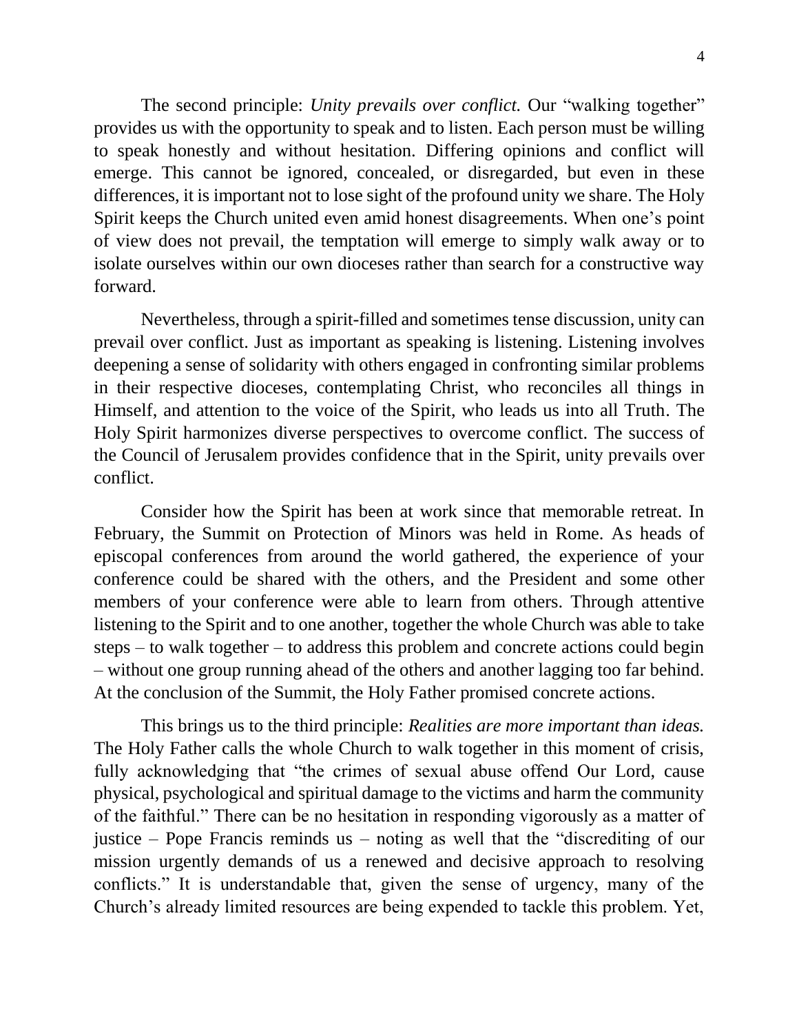The second principle: *Unity prevails over conflict.* Our "walking together" provides us with the opportunity to speak and to listen. Each person must be willing to speak honestly and without hesitation. Differing opinions and conflict will emerge. This cannot be ignored, concealed, or disregarded, but even in these differences, it is important not to lose sight of the profound unity we share. The Holy Spirit keeps the Church united even amid honest disagreements. When one's point of view does not prevail, the temptation will emerge to simply walk away or to isolate ourselves within our own dioceses rather than search for a constructive way forward.

Nevertheless, through a spirit-filled and sometimes tense discussion, unity can prevail over conflict. Just as important as speaking is listening. Listening involves deepening a sense of solidarity with others engaged in confronting similar problems in their respective dioceses, contemplating Christ, who reconciles all things in Himself, and attention to the voice of the Spirit, who leads us into all Truth. The Holy Spirit harmonizes diverse perspectives to overcome conflict. The success of the Council of Jerusalem provides confidence that in the Spirit, unity prevails over conflict.

Consider how the Spirit has been at work since that memorable retreat. In February, the Summit on Protection of Minors was held in Rome. As heads of episcopal conferences from around the world gathered, the experience of your conference could be shared with the others, and the President and some other members of your conference were able to learn from others. Through attentive listening to the Spirit and to one another, together the whole Church was able to take steps – to walk together – to address this problem and concrete actions could begin – without one group running ahead of the others and another lagging too far behind. At the conclusion of the Summit, the Holy Father promised concrete actions.

This brings us to the third principle: *Realities are more important than ideas.* The Holy Father calls the whole Church to walk together in this moment of crisis, fully acknowledging that "the crimes of sexual abuse offend Our Lord, cause physical, psychological and spiritual damage to the victims and harm the community of the faithful." There can be no hesitation in responding vigorously as a matter of justice – Pope Francis reminds us – noting as well that the "discrediting of our mission urgently demands of us a renewed and decisive approach to resolving conflicts." It is understandable that, given the sense of urgency, many of the Church's already limited resources are being expended to tackle this problem. Yet,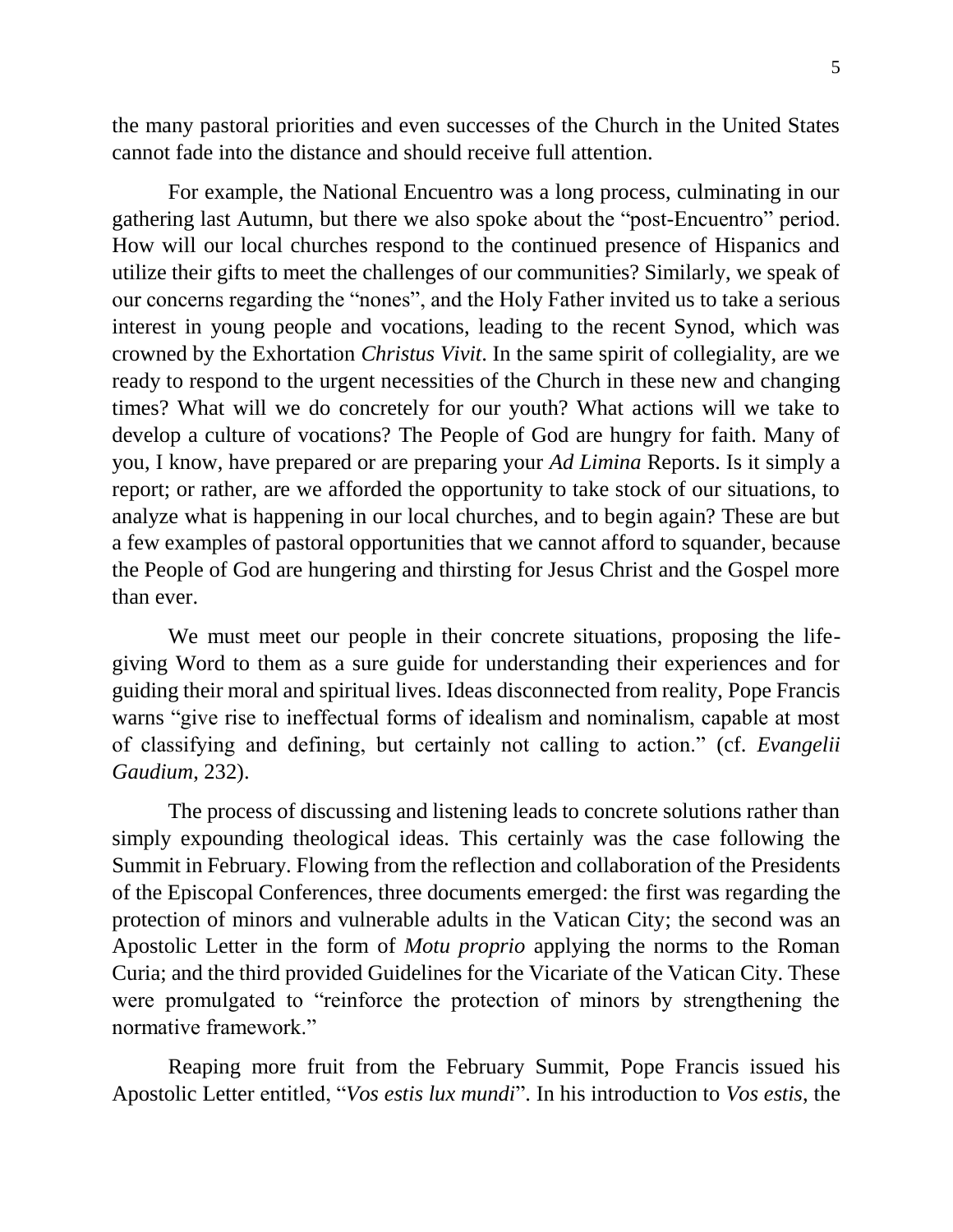the many pastoral priorities and even successes of the Church in the United States cannot fade into the distance and should receive full attention.

For example, the National Encuentro was a long process, culminating in our gathering last Autumn, but there we also spoke about the "post-Encuentro" period. How will our local churches respond to the continued presence of Hispanics and utilize their gifts to meet the challenges of our communities? Similarly, we speak of our concerns regarding the "nones", and the Holy Father invited us to take a serious interest in young people and vocations, leading to the recent Synod, which was crowned by the Exhortation *Christus Vivit*. In the same spirit of collegiality, are we ready to respond to the urgent necessities of the Church in these new and changing times? What will we do concretely for our youth? What actions will we take to develop a culture of vocations? The People of God are hungry for faith. Many of you, I know, have prepared or are preparing your *Ad Limina* Reports. Is it simply a report; or rather, are we afforded the opportunity to take stock of our situations, to analyze what is happening in our local churches, and to begin again? These are but a few examples of pastoral opportunities that we cannot afford to squander, because the People of God are hungering and thirsting for Jesus Christ and the Gospel more than ever.

We must meet our people in their concrete situations, proposing the life-giving Word to them as a sure guide for understanding their experiences and for guiding their moral and spiritual lives. Ideas disconnected from reality, Pope Francis warns "give rise to ineffectual forms of idealism and nominalism, capable at most of classifying and defining, but certainly not calling to action." (cf. *Evangelii Gaudium*, 232).

The process of discussing and listening leads to concrete solutions rather than simply expounding theological ideas. This certainly was the case following the Summit in February. Flowing from the reflection and collaboration of the Presidents of the Episcopal Conferences, three documents emerged: the first was regarding the protection of minors and vulnerable adults in the Vatican City; the second was an Apostolic Letter in the form of *Motu proprio* applying the norms to the Roman Curia; and the third provided Guidelines for the Vicariate of the Vatican City. These were promulgated to "reinforce the protection of minors by strengthening the normative framework."

Reaping more fruit from the February Summit, Pope Francis issued his Apostolic Letter entitled, "*Vos estis lux mundi*". In his introduction to *Vos estis*, the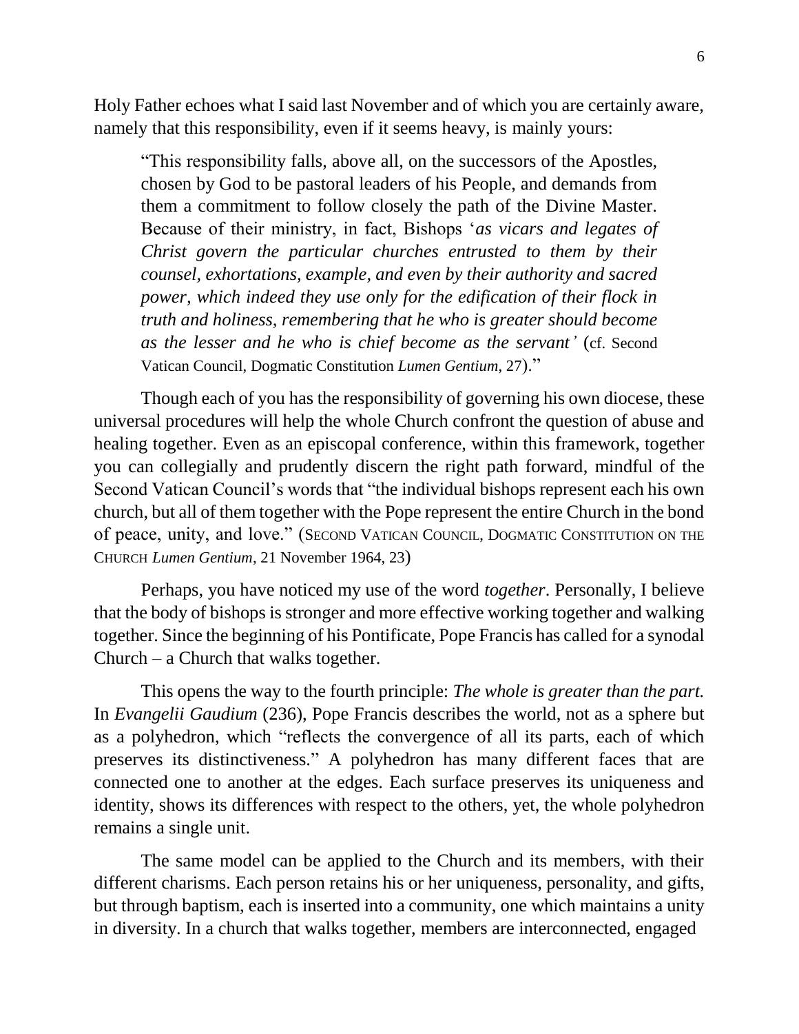Holy Father echoes what I said last November and of which you are certainly aware, namely that this responsibility, even if it seems heavy, is mainly yours:

> "This responsibility falls, above all, on the successors of the Apostles, chosen by God to be pastoral leaders of his People, and demands from them a commitment to follow closely the path of the Divine Master. Because of their ministry, in fact, Bishops '*as vicars and legates of Christ govern the particular churches entrusted to them by their counsel, exhortations, example, and even by their authority and sacred power, which indeed they use only for the edification of their flock in truth and holiness, remembering that he who is greater should become as the lesser and he who is chief become as the servant'* (cf. Second Vatican Council, Dogmatic Constitution *Lumen Gentium*, 27)."

Though each of you has the responsibility of governing his own diocese, these universal procedures will help the whole Church confront the question of abuse and healing together. Even as an episcopal conference, within this framework, together you can collegially and prudently discern the right path forward, mindful of the Second Vatican Council's words that "the individual bishops represent each his own church, but all of them together with the Pope represent the entire Church in the bond of peace, unity, and love." (SECOND VATICAN COUNCIL, DOGMATIC CONSTITUTION ON THE CHURCH *Lumen Gentium*, 21 November 1964, 23)

Perhaps, you have noticed my use of the word *together*. Personally, I believe that the body of bishops is stronger and more effective working together and walking together. Since the beginning of his Pontificate, Pope Francis has called for a synodal Church – a Church that walks together.

This opens the way to the fourth principle: *The whole is greater than the part.* In *Evangelii Gaudium* (236), Pope Francis describes the world, not as a sphere but as a polyhedron, which "reflects the convergence of all its parts, each of which preserves its distinctiveness." A polyhedron has many different faces that are connected one to another at the edges. Each surface preserves its uniqueness and identity, shows its differences with respect to the others, yet, the whole polyhedron remains a single unit.

The same model can be applied to the Church and its members, with their different charisms. Each person retains his or her uniqueness, personality, and gifts, but through baptism, each is inserted into a community, one which maintains a unity in diversity. In a church that walks together, members are interconnected, engaged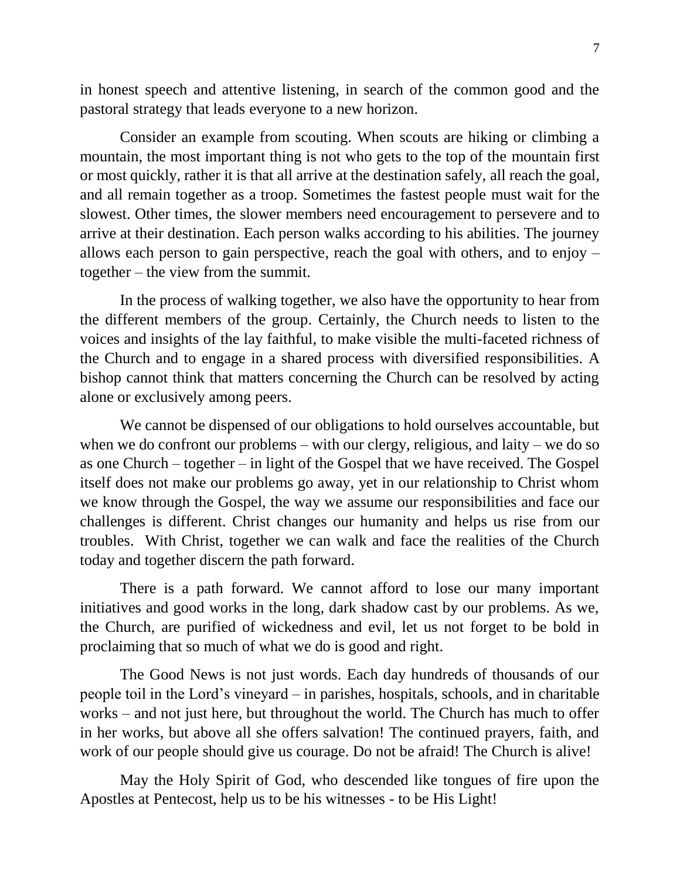in honest speech and attentive listening, in search of the common good and the pastoral strategy that leads everyone to a new horizon.

Consider an example from scouting. When scouts are hiking or climbing a mountain, the most important thing is not who gets to the top of the mountain first or most quickly, rather it is that all arrive at the destination safely, all reach the goal, and all remain together as a troop. Sometimes the fastest people must wait for the slowest. Other times, the slower members need encouragement to persevere and to arrive at their destination. Each person walks according to his abilities. The journey allows each person to gain perspective, reach the goal with others, and to enjoy – together – the view from the summit.

In the process of walking together, we also have the opportunity to hear from the different members of the group. Certainly, the Church needs to listen to the voices and insights of the lay faithful, to make visible the multi-faceted richness of the Church and to engage in a shared process with diversified responsibilities. A bishop cannot think that matters concerning the Church can be resolved by acting alone or exclusively among peers.

We cannot be dispensed of our obligations to hold ourselves accountable, but when we do confront our problems – with our clergy, religious, and laity – we do so as one Church – together – in light of the Gospel that we have received. The Gospel itself does not make our problems go away, yet in our relationship to Christ whom we know through the Gospel, the way we assume our responsibilities and face our challenges is different. Christ changes our humanity and helps us rise from our troubles. With Christ, together we can walk and face the realities of the Church today and together discern the path forward.

There is a path forward. We cannot afford to lose our many important initiatives and good works in the long, dark shadow cast by our problems. As we, the Church, are purified of wickedness and evil, let us not forget to be bold in proclaiming that so much of what we do is good and right.

The Good News is not just words. Each day hundreds of thousands of our people toil in the Lord's vineyard – in parishes, hospitals, schools, and in charitable works – and not just here, but throughout the world. The Church has much to offer in her works, but above all she offers salvation! The continued prayers, faith, and work of our people should give us courage. Do not be afraid! The Church is alive!

May the Holy Spirit of God, who descended like tongues of fire upon the Apostles at Pentecost, help us to be his witnesses - to be His Light!